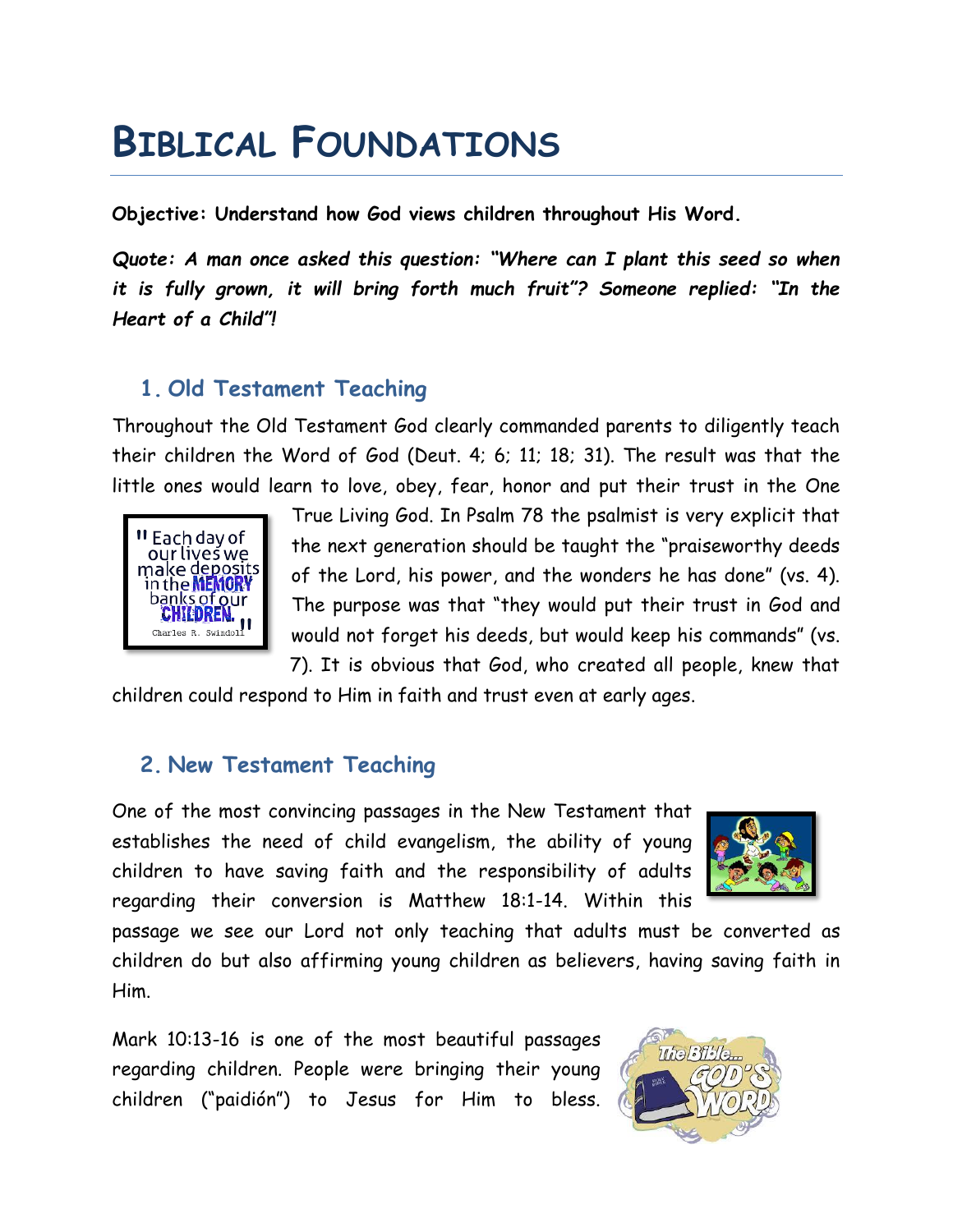# Biblical Foundations

**Objective: Understand how God views children throughout His Word.**

***Quote: A man once asked this question: "Where can I plant this seed so when it is fully grown, it will bring forth much fruit"? Someone replied: "In the Heart of a Child"!***

## 1. Old Testament Teaching

Throughout the Old Testament God clearly commanded parents to diligently teach their children the Word of God (Deut. 4; 6; 11; 18; 31). The result was that the little ones would learn to love, obey, fear, honor and put their trust in the One True Living God. In Psalm 78 the psalmist is very explicit that the next generation should be taught the "praiseworthy deeds of the Lord, his power, and the wonders he has done" (vs. 4). The purpose was that "they would put their trust in God and would not forget his deeds, but would keep his commands" (vs. 7). It is obvious that God, who created all people, knew that children could respond to Him in faith and trust even at early ages.

## 2. New Testament Teaching

One of the most convincing passages in the New Testament that establishes the need of child evangelism, the ability of young children to have saving faith and the responsibility of adults regarding their conversion is Matthew 18:1-14. Within this passage we see our Lord not only teaching that adults must be converted as children do but also affirming young children as believers, having saving faith in Him.

Mark 10:13-16 is one of the most beautiful passages regarding children. People were bringing their young children ("paidión") to Jesus for Him to bless.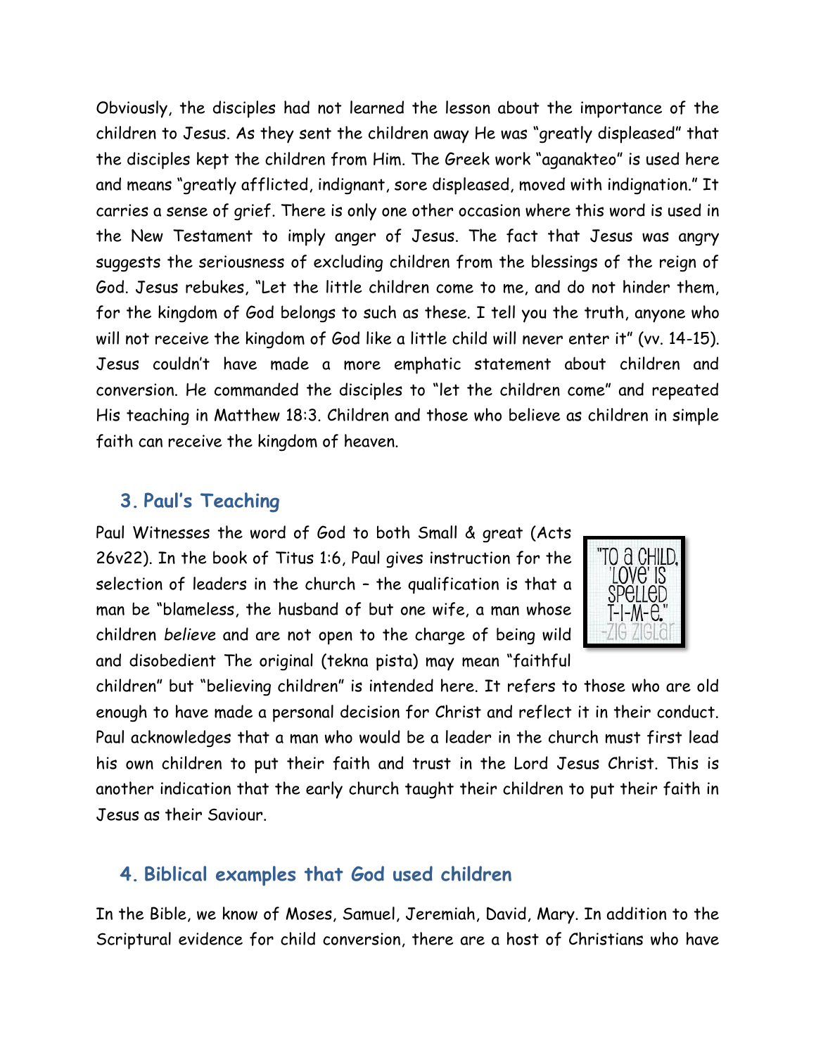Obviously, the disciples had not learned the lesson about the importance of the children to Jesus. As they sent the children away He was "greatly displeased" that the disciples kept the children from Him. The Greek work "aganakteo" is used here and means "greatly afflicted, indignant, sore displeased, moved with indignation." It carries a sense of grief. There is only one other occasion where this word is used in the New Testament to imply anger of Jesus. The fact that Jesus was angry suggests the seriousness of excluding children from the blessings of the reign of God. Jesus rebukes, "Let the little children come to me, and do not hinder them, for the kingdom of God belongs to such as these. I tell you the truth, anyone who will not receive the kingdom of God like a little child will never enter it" (vv. 14-15). Jesus couldn't have made a more emphatic statement about children and conversion. He commanded the disciples to "let the children come" and repeated His teaching in Matthew 18:3. Children and those who believe as children in simple faith can receive the kingdom of heaven.

## 3. Paul's Teaching

Paul Witnesses the word of God to both Small & great (Acts 26v22). In the book of Titus 1:6, Paul gives instruction for the selection of leaders in the church – the qualification is that a man be "blameless, the husband of but one wife, a man whose children *believe* and are not open to the charge of being wild and disobedient The original (tekna pista) may mean "faithful children" but "believing children" is intended here. It refers to those who are old enough to have made a personal decision for Christ and reflect it in their conduct. Paul acknowledges that a man who would be a leader in the church must first lead his own children to put their faith and trust in the Lord Jesus Christ. This is another indication that the early church taught their children to put their faith in Jesus as their Saviour.

"TO a CHILD, 'LOVE' IS SPELLED T-I-M-E." -ZIG ZIGLAR

## 4. Biblical examples that God used children

In the Bible, we know of Moses, Samuel, Jeremiah, David, Mary. In addition to the Scriptural evidence for child conversion, there are a host of Christians who have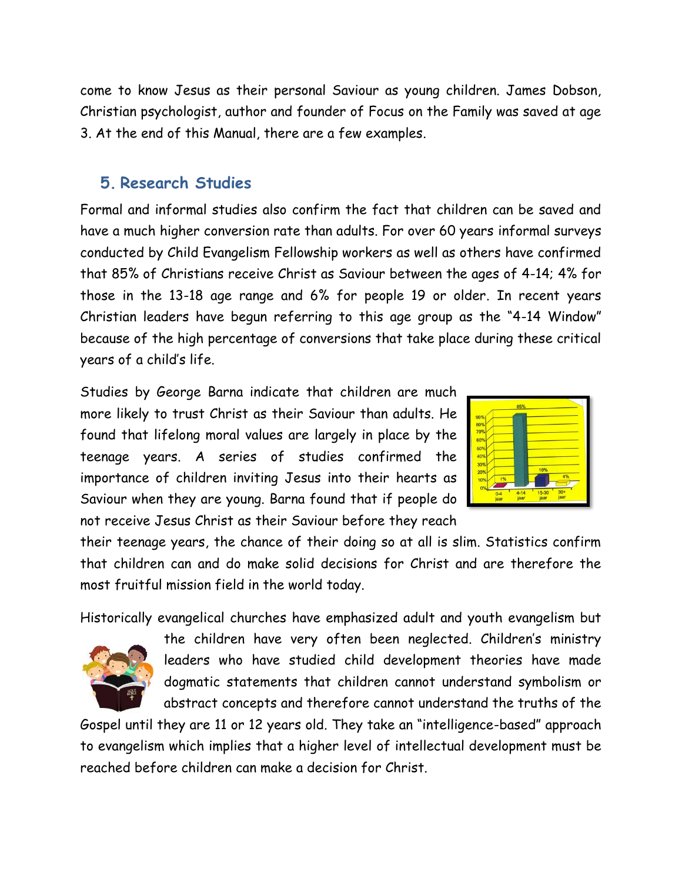come to know Jesus as their personal Saviour as young children. James Dobson, Christian psychologist, author and founder of Focus on the Family was saved at age 3. At the end of this Manual, there are a few examples.

## 5. Research Studies

Formal and informal studies also confirm the fact that children can be saved and have a much higher conversion rate than adults. For over 60 years informal surveys conducted by Child Evangelism Fellowship workers as well as others have confirmed that 85% of Christians receive Christ as Saviour between the ages of 4-14; 4% for those in the 13-18 age range and 6% for people 19 or older. In recent years Christian leaders have begun referring to this age group as the "4-14 Window" because of the high percentage of conversions that take place during these critical years of a child's life.

Studies by George Barna indicate that children are much more likely to trust Christ as their Saviour than adults. He found that lifelong moral values are largely in place by the teenage years. A series of studies confirmed the importance of children inviting Jesus into their hearts as Saviour when they are young. Barna found that if people do not receive Jesus Christ as their Saviour before they reach their teenage years, the chance of their doing so at all is slim. Statistics confirm that children can and do make solid decisions for Christ and are therefore the most fruitful mission field in the world today.

Historically evangelical churches have emphasized adult and youth evangelism but the children have very often been neglected. Children's ministry leaders who have studied child development theories have made dogmatic statements that children cannot understand symbolism or abstract concepts and therefore cannot understand the truths of the Gospel until they are 11 or 12 years old. They take an "intelligence-based" approach to evangelism which implies that a higher level of intellectual development must be reached before children can make a decision for Christ.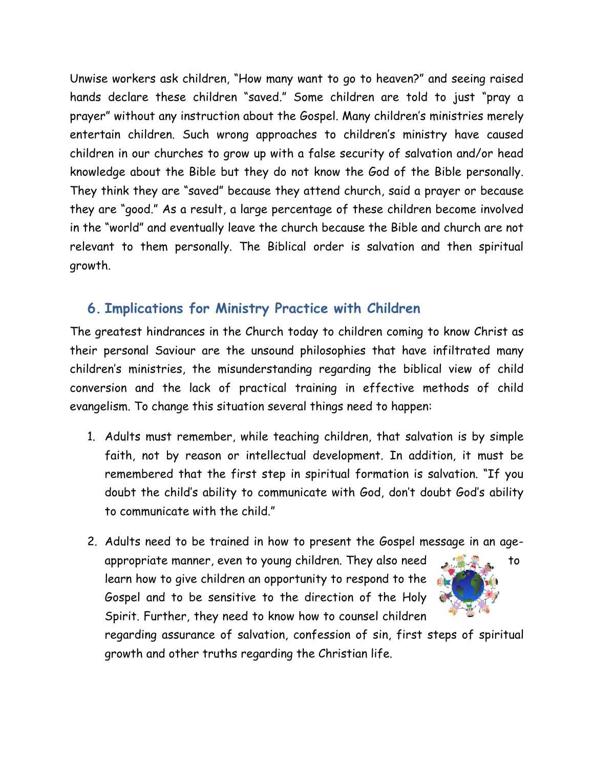Unwise workers ask children, "How many want to go to heaven?" and seeing raised hands declare these children "saved." Some children are told to just "pray a prayer" without any instruction about the Gospel. Many children's ministries merely entertain children. Such wrong approaches to children's ministry have caused children in our churches to grow up with a false security of salvation and/or head knowledge about the Bible but they do not know the God of the Bible personally. They think they are "saved" because they attend church, said a prayer or because they are "good." As a result, a large percentage of these children become involved in the "world" and eventually leave the church because the Bible and church are not relevant to them personally. The Biblical order is salvation and then spiritual growth.

## 6. Implications for Ministry Practice with Children

The greatest hindrances in the Church today to children coming to know Christ as their personal Saviour are the unsound philosophies that have infiltrated many children's ministries, the misunderstanding regarding the biblical view of child conversion and the lack of practical training in effective methods of child evangelism. To change this situation several things need to happen:

1. Adults must remember, while teaching children, that salvation is by simple faith, not by reason or intellectual development. In addition, it must be remembered that the first step in spiritual formation is salvation. "If you doubt the child's ability to communicate with God, don't doubt God's ability to communicate with the child."
2. Adults need to be trained in how to present the Gospel message in an age-appropriate manner, even to young children. They also need to learn how to give children an opportunity to respond to the Gospel and to be sensitive to the direction of the Holy Spirit. Further, they need to know how to counsel children regarding assurance of salvation, confession of sin, first steps of spiritual growth and other truths regarding the Christian life.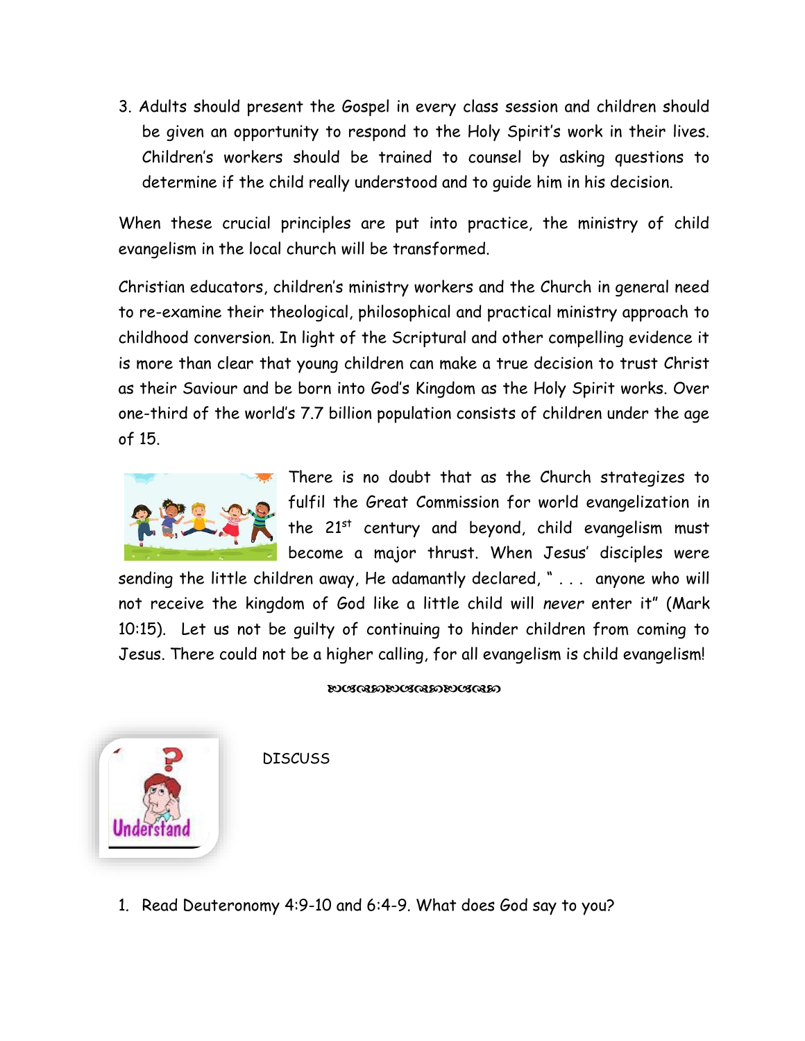3. Adults should present the Gospel in every class session and children should be given an opportunity to respond to the Holy Spirit's work in their lives. Children's workers should be trained to counsel by asking questions to determine if the child really understood and to guide him in his decision.

When these crucial principles are put into practice, the ministry of child evangelism in the local church will be transformed.

Christian educators, children's ministry workers and the Church in general need to re-examine their theological, philosophical and practical ministry approach to childhood conversion. In light of the Scriptural and other compelling evidence it is more than clear that young children can make a true decision to trust Christ as their Saviour and be born into God's Kingdom as the Holy Spirit works. Over one-third of the world's 7.7 billion population consists of children under the age of 15.

There is no doubt that as the Church strategizes to fulfil the Great Commission for world evangelization in the 21st century and beyond, child evangelism must become a major thrust. When Jesus' disciples were sending the little children away, He adamantly declared, " . . . anyone who will not receive the kingdom of God like a little child will *never* enter it" (Mark 10:15). Let us not be guilty of continuing to hinder children from coming to Jesus. There could not be a higher calling, for all evangelism is child evangelism!

Understand

DISCUSS

1. Read Deuteronomy 4:9-10 and 6:4-9. What does God say to you?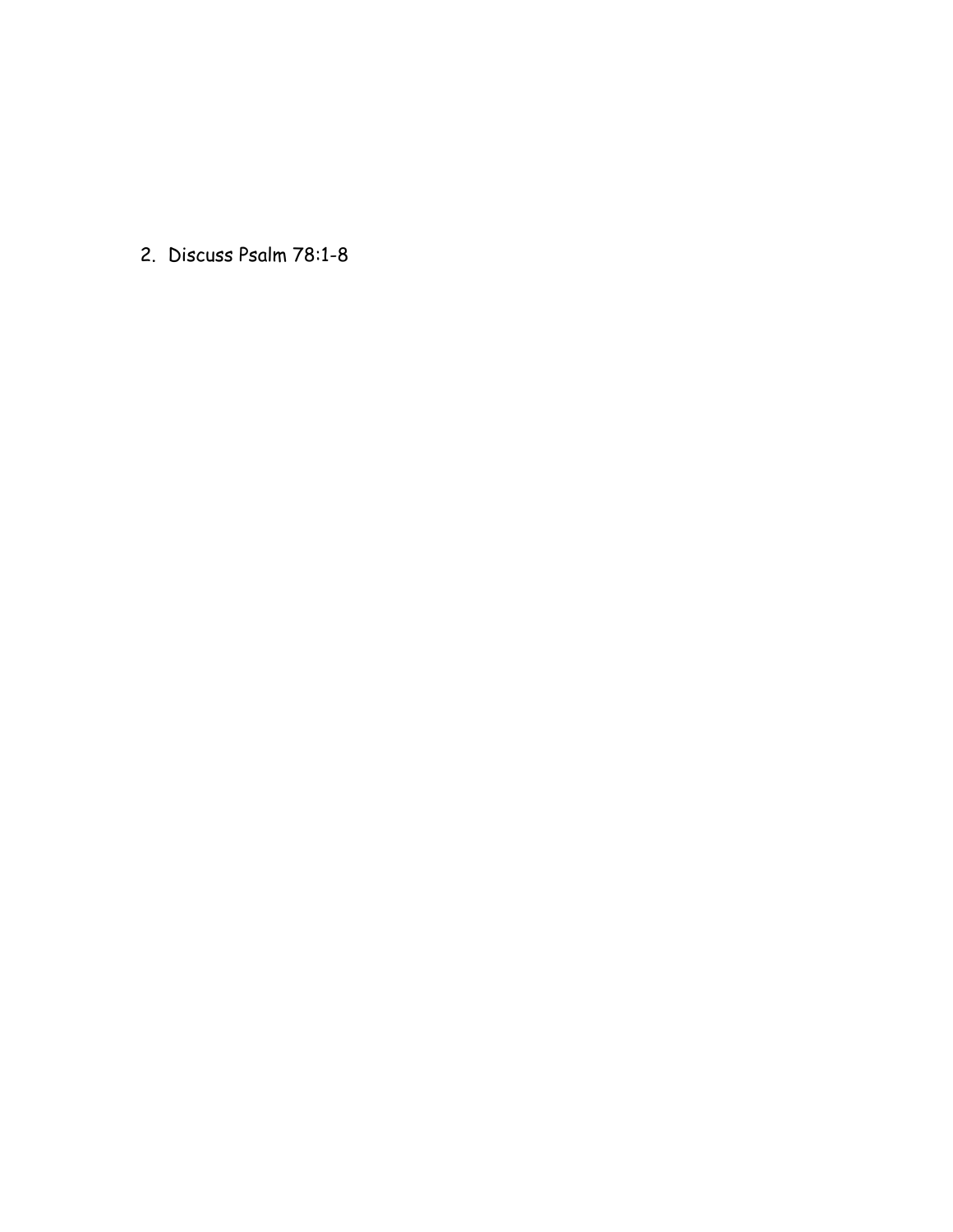2. Discuss Psalm 78:1-8